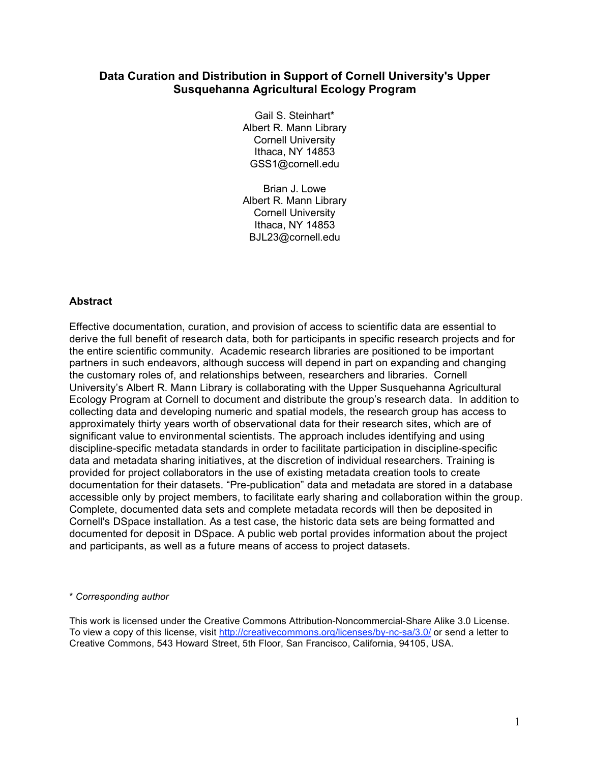# Data Curation and Distribution in Support of Cornell University's Upper Susquehanna Agricultural Ecology Program

Gail S. Steinhart*
Albert R. Mann Library
Cornell University
Ithaca, NY 14853
GSS1@cornell.edu

Brian J. Lowe
Albert R. Mann Library
Cornell University
Ithaca, NY 14853
BJL23@cornell.edu

### Abstract

Effective documentation, curation, and provision of access to scientific data are essential to derive the full benefit of research data, both for participants in specific research projects and for the entire scientific community. Academic research libraries are positioned to be important partners in such endeavors, although success will depend in part on expanding and changing the customary roles of, and relationships between, researchers and libraries. Cornell University's Albert R. Mann Library is collaborating with the Upper Susquehanna Agricultural Ecology Program at Cornell to document and distribute the group's research data. In addition to collecting data and developing numeric and spatial models, the research group has access to approximately thirty years worth of observational data for their research sites, which are of significant value to environmental scientists. The approach includes identifying and using discipline-specific metadata standards in order to facilitate participation in discipline-specific data and metadata sharing initiatives, at the discretion of individual researchers. Training is provided for project collaborators in the use of existing metadata creation tools to create documentation for their datasets. "Pre-publication" data and metadata are stored in a database accessible only by project members, to facilitate early sharing and collaboration within the group. Complete, documented data sets and complete metadata records will then be deposited in Cornell's DSpace installation. As a test case, the historic data sets are being formatted and documented for deposit in DSpace. A public web portal provides information about the project and participants, as well as a future means of access to project datasets.

\* *Corresponding author*

This work is licensed under the Creative Commons Attribution-Noncommercial-Share Alike 3.0 License. To view a copy of this license, visit http://creativecommons.org/licenses/by-nc-sa/3.0/ or send a letter to Creative Commons, 543 Howard Street, 5th Floor, San Francisco, California, 94105, USA.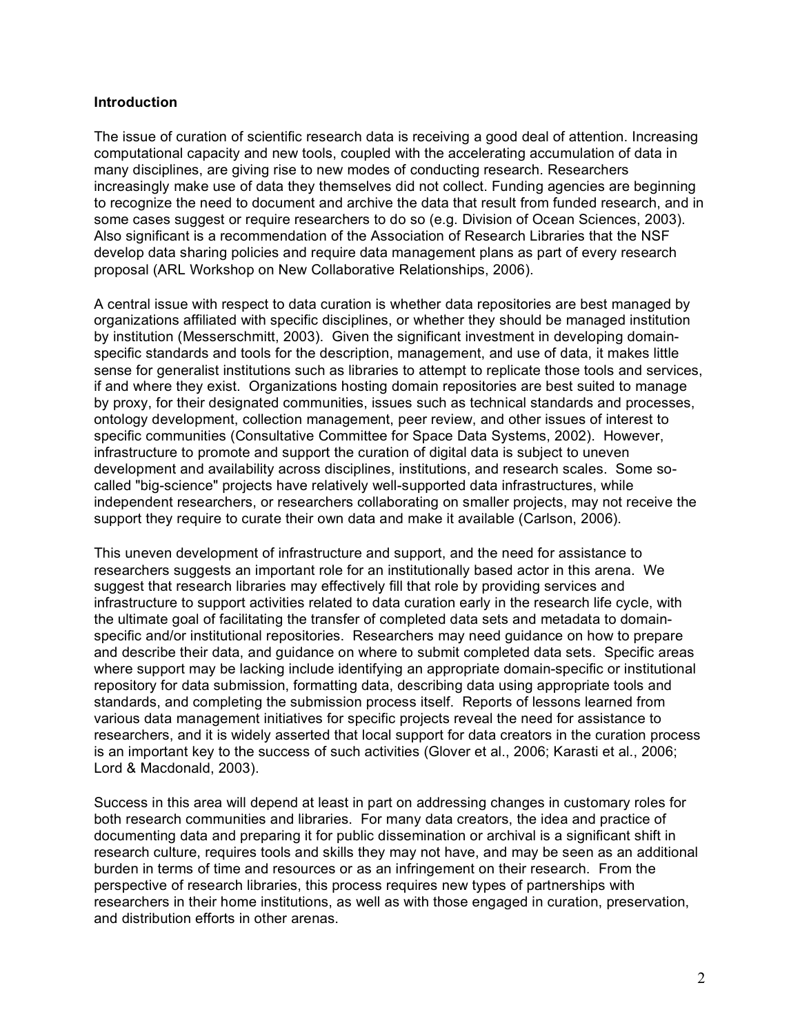**Introduction**

The issue of curation of scientific research data is receiving a good deal of attention. Increasing computational capacity and new tools, coupled with the accelerating accumulation of data in many disciplines, are giving rise to new modes of conducting research. Researchers increasingly make use of data they themselves did not collect. Funding agencies are beginning to recognize the need to document and archive the data that result from funded research, and in some cases suggest or require researchers to do so (e.g. Division of Ocean Sciences, 2003). Also significant is a recommendation of the Association of Research Libraries that the NSF develop data sharing policies and require data management plans as part of every research proposal (ARL Workshop on New Collaborative Relationships, 2006).

A central issue with respect to data curation is whether data repositories are best managed by organizations affiliated with specific disciplines, or whether they should be managed institution by institution (Messerschmitt, 2003). Given the significant investment in developing domain-specific standards and tools for the description, management, and use of data, it makes little sense for generalist institutions such as libraries to attempt to replicate those tools and services, if and where they exist. Organizations hosting domain repositories are best suited to manage by proxy, for their designated communities, issues such as technical standards and processes, ontology development, collection management, peer review, and other issues of interest to specific communities (Consultative Committee for Space Data Systems, 2002). However, infrastructure to promote and support the curation of digital data is subject to uneven development and availability across disciplines, institutions, and research scales. Some so-called "big-science" projects have relatively well-supported data infrastructures, while independent researchers, or researchers collaborating on smaller projects, may not receive the support they require to curate their own data and make it available (Carlson, 2006).

This uneven development of infrastructure and support, and the need for assistance to researchers suggests an important role for an institutionally based actor in this arena. We suggest that research libraries may effectively fill that role by providing services and infrastructure to support activities related to data curation early in the research life cycle, with the ultimate goal of facilitating the transfer of completed data sets and metadata to domain-specific and/or institutional repositories. Researchers may need guidance on how to prepare and describe their data, and guidance on where to submit completed data sets. Specific areas where support may be lacking include identifying an appropriate domain-specific or institutional repository for data submission, formatting data, describing data using appropriate tools and standards, and completing the submission process itself. Reports of lessons learned from various data management initiatives for specific projects reveal the need for assistance to researchers, and it is widely asserted that local support for data creators in the curation process is an important key to the success of such activities (Glover et al., 2006; Karasti et al., 2006; Lord & Macdonald, 2003).

Success in this area will depend at least in part on addressing changes in customary roles for both research communities and libraries. For many data creators, the idea and practice of documenting data and preparing it for public dissemination or archival is a significant shift in research culture, requires tools and skills they may not have, and may be seen as an additional burden in terms of time and resources or as an infringement on their research. From the perspective of research libraries, this process requires new types of partnerships with researchers in their home institutions, as well as with those engaged in curation, preservation, and distribution efforts in other arenas.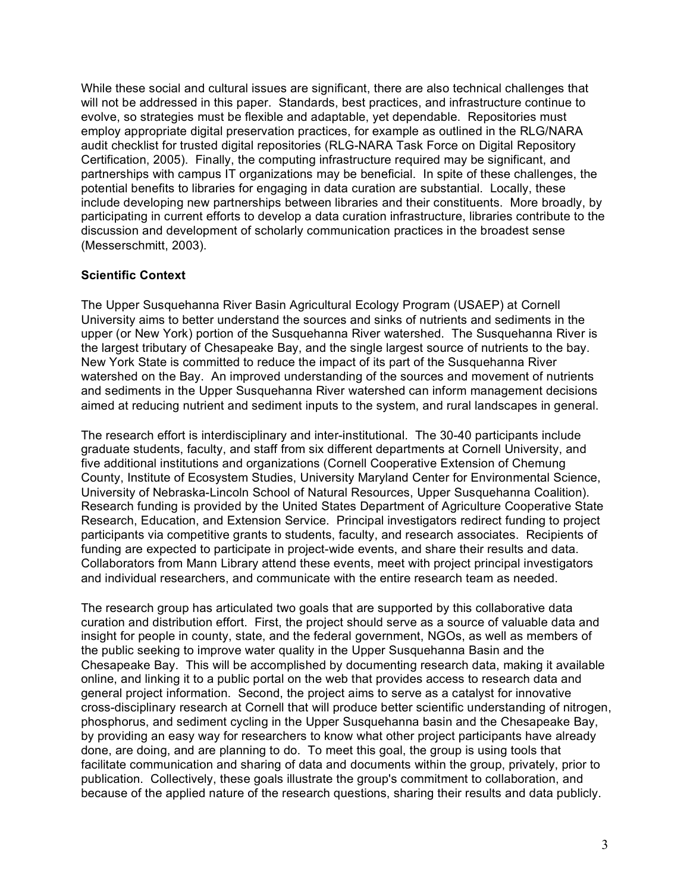While these social and cultural issues are significant, there are also technical challenges that will not be addressed in this paper. Standards, best practices, and infrastructure continue to evolve, so strategies must be flexible and adaptable, yet dependable. Repositories must employ appropriate digital preservation practices, for example as outlined in the RLG/NARA audit checklist for trusted digital repositories (RLG-NARA Task Force on Digital Repository Certification, 2005). Finally, the computing infrastructure required may be significant, and partnerships with campus IT organizations may be beneficial. In spite of these challenges, the potential benefits to libraries for engaging in data curation are substantial. Locally, these include developing new partnerships between libraries and their constituents. More broadly, by participating in current efforts to develop a data curation infrastructure, libraries contribute to the discussion and development of scholarly communication practices in the broadest sense (Messerschmitt, 2003).

**Scientific Context**

The Upper Susquehanna River Basin Agricultural Ecology Program (USAEP) at Cornell University aims to better understand the sources and sinks of nutrients and sediments in the upper (or New York) portion of the Susquehanna River watershed. The Susquehanna River is the largest tributary of Chesapeake Bay, and the single largest source of nutrients to the bay. New York State is committed to reduce the impact of its part of the Susquehanna River watershed on the Bay. An improved understanding of the sources and movement of nutrients and sediments in the Upper Susquehanna River watershed can inform management decisions aimed at reducing nutrient and sediment inputs to the system, and rural landscapes in general.

The research effort is interdisciplinary and inter-institutional. The 30-40 participants include graduate students, faculty, and staff from six different departments at Cornell University, and five additional institutions and organizations (Cornell Cooperative Extension of Chemung County, Institute of Ecosystem Studies, University Maryland Center for Environmental Science, University of Nebraska-Lincoln School of Natural Resources, Upper Susquehanna Coalition). Research funding is provided by the United States Department of Agriculture Cooperative State Research, Education, and Extension Service. Principal investigators redirect funding to project participants via competitive grants to students, faculty, and research associates. Recipients of funding are expected to participate in project-wide events, and share their results and data. Collaborators from Mann Library attend these events, meet with project principal investigators and individual researchers, and communicate with the entire research team as needed.

The research group has articulated two goals that are supported by this collaborative data curation and distribution effort. First, the project should serve as a source of valuable data and insight for people in county, state, and the federal government, NGOs, as well as members of the public seeking to improve water quality in the Upper Susquehanna Basin and the Chesapeake Bay. This will be accomplished by documenting research data, making it available online, and linking it to a public portal on the web that provides access to research data and general project information. Second, the project aims to serve as a catalyst for innovative cross-disciplinary research at Cornell that will produce better scientific understanding of nitrogen, phosphorus, and sediment cycling in the Upper Susquehanna basin and the Chesapeake Bay, by providing an easy way for researchers to know what other project participants have already done, are doing, and are planning to do. To meet this goal, the group is using tools that facilitate communication and sharing of data and documents within the group, privately, prior to publication. Collectively, these goals illustrate the group's commitment to collaboration, and because of the applied nature of the research questions, sharing their results and data publicly.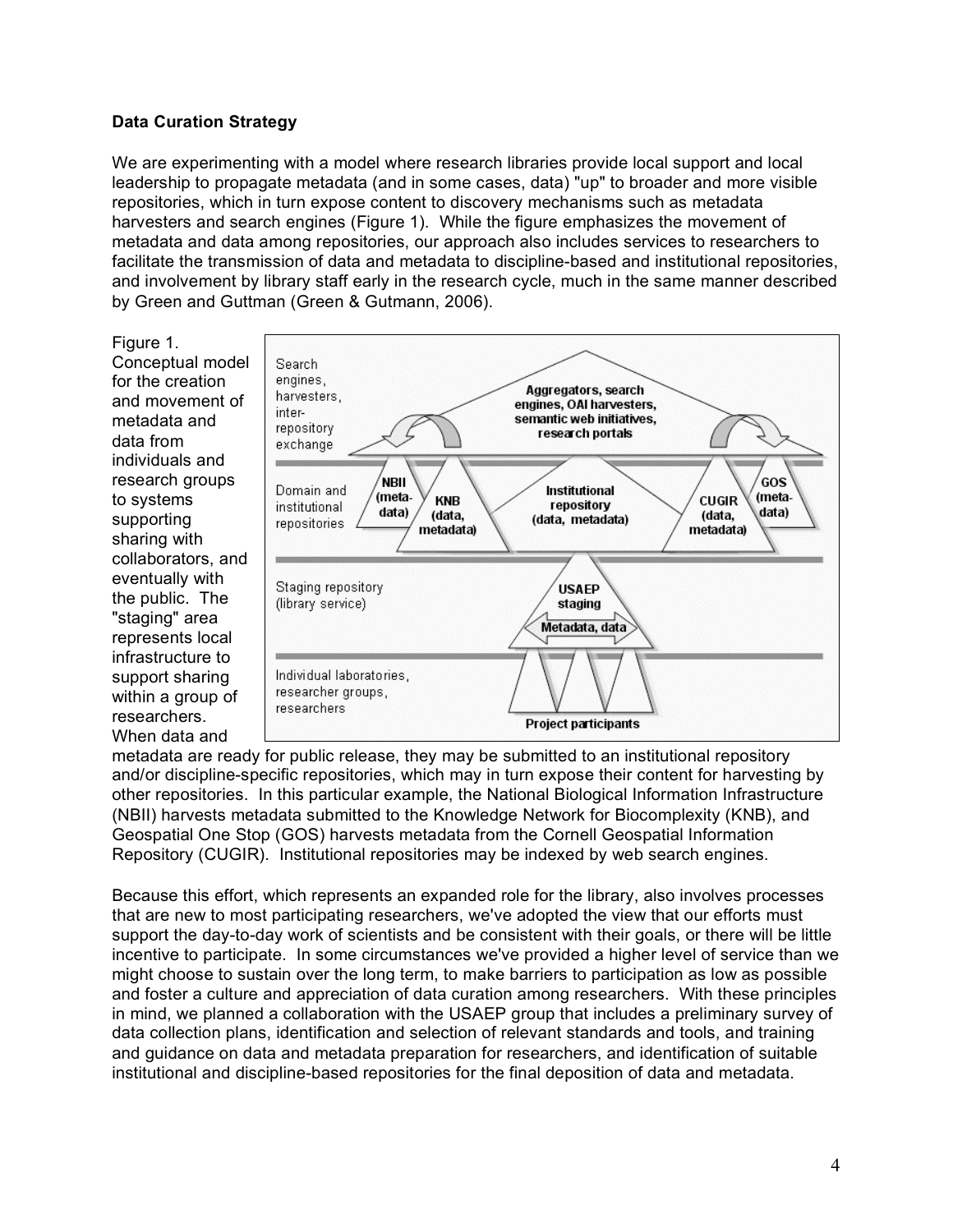**Data Curation Strategy**

We are experimenting with a model where research libraries provide local support and local leadership to propagate metadata (and in some cases, data) "up" to broader and more visible repositories, which in turn expose content to discovery mechanisms such as metadata harvesters and search engines (Figure 1). While the figure emphasizes the movement of metadata and data among repositories, our approach also includes services to researchers to facilitate the transmission of data and metadata to discipline-based and institutional repositories, and involvement by library staff early in the research cycle, much in the same manner described by Green and Guttman (Green & Gutmann, 2006).

Figure 1. Conceptual model for the creation and movement of metadata and data from individuals and research groups to systems supporting sharing with collaborators, and eventually with the public. The "staging" area represents local infrastructure to support sharing within a group of researchers. When data and metadata are ready for public release, they may be submitted to an institutional repository and/or discipline-specific repositories, which may in turn expose their content for harvesting by other repositories. In this particular example, the National Biological Information Infrastructure (NBII) harvests metadata submitted to the Knowledge Network for Biocomplexity (KNB), and Geospatial One Stop (GOS) harvests metadata from the Cornell Geospatial Information Repository (CUGIR). Institutional repositories may be indexed by web search engines.

Because this effort, which represents an expanded role for the library, also involves processes that are new to most participating researchers, we've adopted the view that our efforts must support the day-to-day work of scientists and be consistent with their goals, or there will be little incentive to participate. In some circumstances we've provided a higher level of service than we might choose to sustain over the long term, to make barriers to participation as low as possible and foster a culture and appreciation of data curation among researchers. With these principles in mind, we planned a collaboration with the USAEP group that includes a preliminary survey of data collection plans, identification and selection of relevant standards and tools, and training and guidance on data and metadata preparation for researchers, and identification of suitable institutional and discipline-based repositories for the final deposition of data and metadata.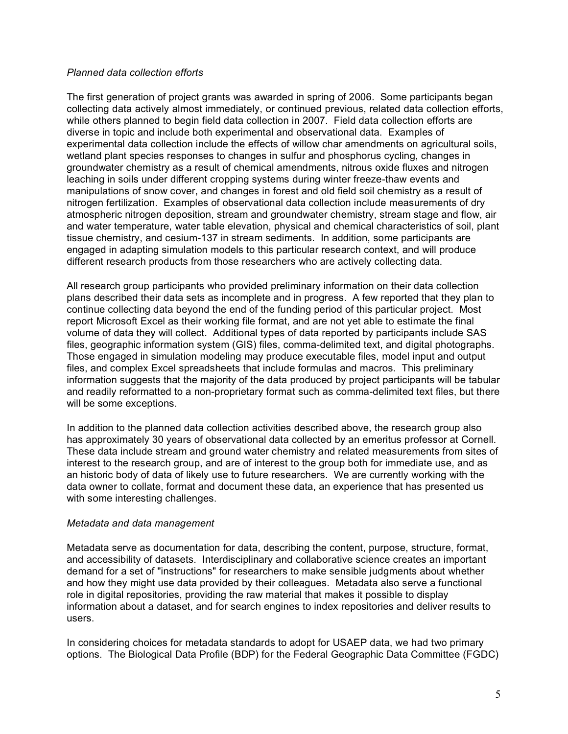*Planned data collection efforts*

The first generation of project grants was awarded in spring of 2006. Some participants began collecting data actively almost immediately, or continued previous, related data collection efforts, while others planned to begin field data collection in 2007. Field data collection efforts are diverse in topic and include both experimental and observational data. Examples of experimental data collection include the effects of willow char amendments on agricultural soils, wetland plant species responses to changes in sulfur and phosphorus cycling, changes in groundwater chemistry as a result of chemical amendments, nitrous oxide fluxes and nitrogen leaching in soils under different cropping systems during winter freeze-thaw events and manipulations of snow cover, and changes in forest and old field soil chemistry as a result of nitrogen fertilization. Examples of observational data collection include measurements of dry atmospheric nitrogen deposition, stream and groundwater chemistry, stream stage and flow, air and water temperature, water table elevation, physical and chemical characteristics of soil, plant tissue chemistry, and cesium-137 in stream sediments. In addition, some participants are engaged in adapting simulation models to this particular research context, and will produce different research products from those researchers who are actively collecting data.

All research group participants who provided preliminary information on their data collection plans described their data sets as incomplete and in progress. A few reported that they plan to continue collecting data beyond the end of the funding period of this particular project. Most report Microsoft Excel as their working file format, and are not yet able to estimate the final volume of data they will collect. Additional types of data reported by participants include SAS files, geographic information system (GIS) files, comma-delimited text, and digital photographs. Those engaged in simulation modeling may produce executable files, model input and output files, and complex Excel spreadsheets that include formulas and macros. This preliminary information suggests that the majority of the data produced by project participants will be tabular and readily reformatted to a non-proprietary format such as comma-delimited text files, but there will be some exceptions.

In addition to the planned data collection activities described above, the research group also has approximately 30 years of observational data collected by an emeritus professor at Cornell. These data include stream and ground water chemistry and related measurements from sites of interest to the research group, and are of interest to the group both for immediate use, and as an historic body of data of likely use to future researchers. We are currently working with the data owner to collate, format and document these data, an experience that has presented us with some interesting challenges.

*Metadata and data management*

Metadata serve as documentation for data, describing the content, purpose, structure, format, and accessibility of datasets. Interdisciplinary and collaborative science creates an important demand for a set of "instructions" for researchers to make sensible judgments about whether and how they might use data provided by their colleagues. Metadata also serve a functional role in digital repositories, providing the raw material that makes it possible to display information about a dataset, and for search engines to index repositories and deliver results to users.

In considering choices for metadata standards to adopt for USAEP data, we had two primary options. The Biological Data Profile (BDP) for the Federal Geographic Data Committee (FGDC)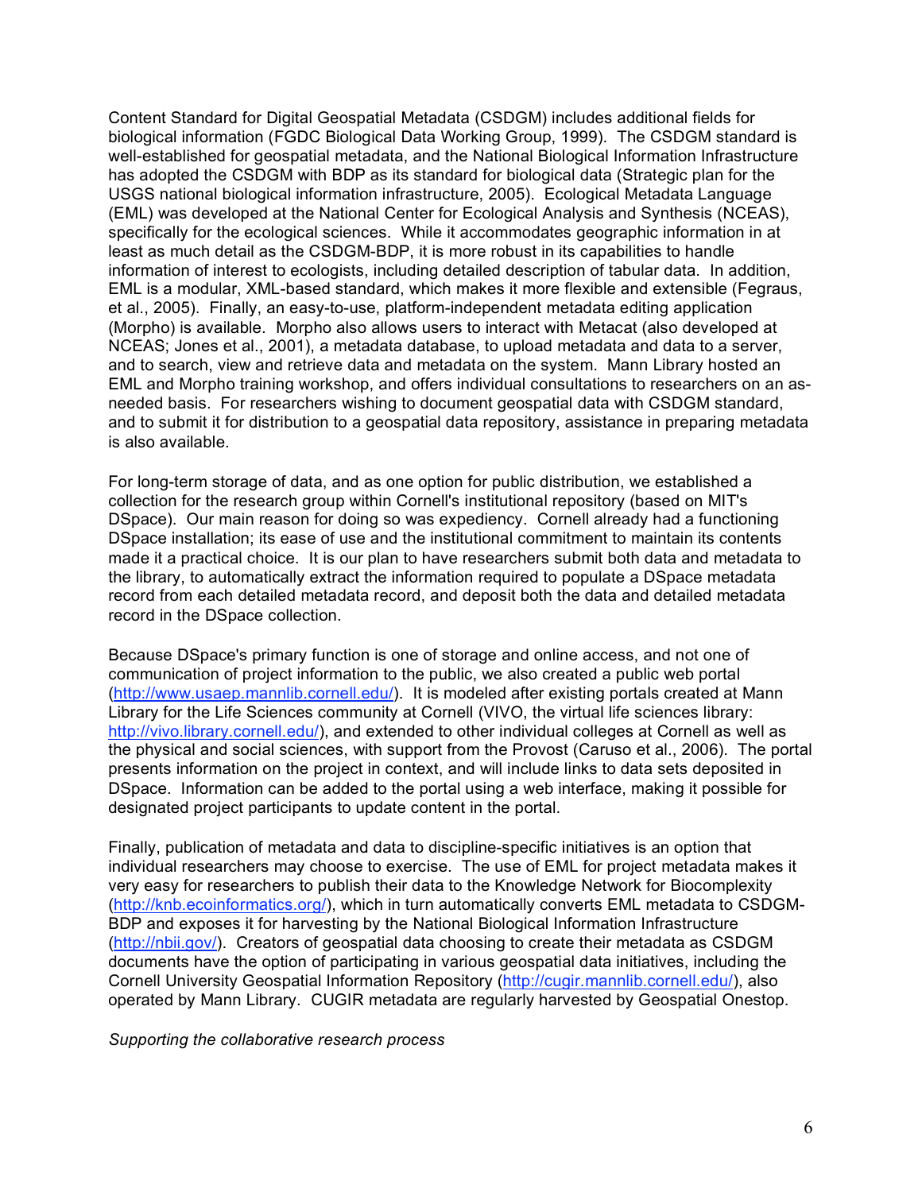Content Standard for Digital Geospatial Metadata (CSDGM) includes additional fields for biological information (FGDC Biological Data Working Group, 1999). The CSDGM standard is well-established for geospatial metadata, and the National Biological Information Infrastructure has adopted the CSDGM with BDP as its standard for biological data (Strategic plan for the USGS national biological information infrastructure, 2005). Ecological Metadata Language (EML) was developed at the National Center for Ecological Analysis and Synthesis (NCEAS), specifically for the ecological sciences. While it accommodates geographic information in at least as much detail as the CSDGM-BDP, it is more robust in its capabilities to handle information of interest to ecologists, including detailed description of tabular data. In addition, EML is a modular, XML-based standard, which makes it more flexible and extensible (Fegraus, et al., 2005). Finally, an easy-to-use, platform-independent metadata editing application (Morpho) is available. Morpho also allows users to interact with Metacat (also developed at NCEAS; Jones et al., 2001), a metadata database, to upload metadata and data to a server, and to search, view and retrieve data and metadata on the system. Mann Library hosted an EML and Morpho training workshop, and offers individual consultations to researchers on an as-needed basis. For researchers wishing to document geospatial data with CSDGM standard, and to submit it for distribution to a geospatial data repository, assistance in preparing metadata is also available.

For long-term storage of data, and as one option for public distribution, we established a collection for the research group within Cornell's institutional repository (based on MIT's DSpace). Our main reason for doing so was expediency. Cornell already had a functioning DSpace installation; its ease of use and the institutional commitment to maintain its contents made it a practical choice. It is our plan to have researchers submit both data and metadata to the library, to automatically extract the information required to populate a DSpace metadata record from each detailed metadata record, and deposit both the data and detailed metadata record in the DSpace collection.

Because DSpace's primary function is one of storage and online access, and not one of communication of project information to the public, we also created a public web portal (http://www.usaep.mannlib.cornell.edu/). It is modeled after existing portals created at Mann Library for the Life Sciences community at Cornell (VIVO, the virtual life sciences library: http://vivo.library.cornell.edu/), and extended to other individual colleges at Cornell as well as the physical and social sciences, with support from the Provost (Caruso et al., 2006). The portal presents information on the project in context, and will include links to data sets deposited in DSpace. Information can be added to the portal using a web interface, making it possible for designated project participants to update content in the portal.

Finally, publication of metadata and data to discipline-specific initiatives is an option that individual researchers may choose to exercise. The use of EML for project metadata makes it very easy for researchers to publish their data to the Knowledge Network for Biocomplexity (http://knb.ecoinformatics.org/), which in turn automatically converts EML metadata to CSDGM-BDP and exposes it for harvesting by the National Biological Information Infrastructure (http://nbii.gov/). Creators of geospatial data choosing to create their metadata as CSDGM documents have the option of participating in various geospatial data initiatives, including the Cornell University Geospatial Information Repository (http://cugir.mannlib.cornell.edu/), also operated by Mann Library. CUGIR metadata are regularly harvested by Geospatial Onestop.

*Supporting the collaborative research process*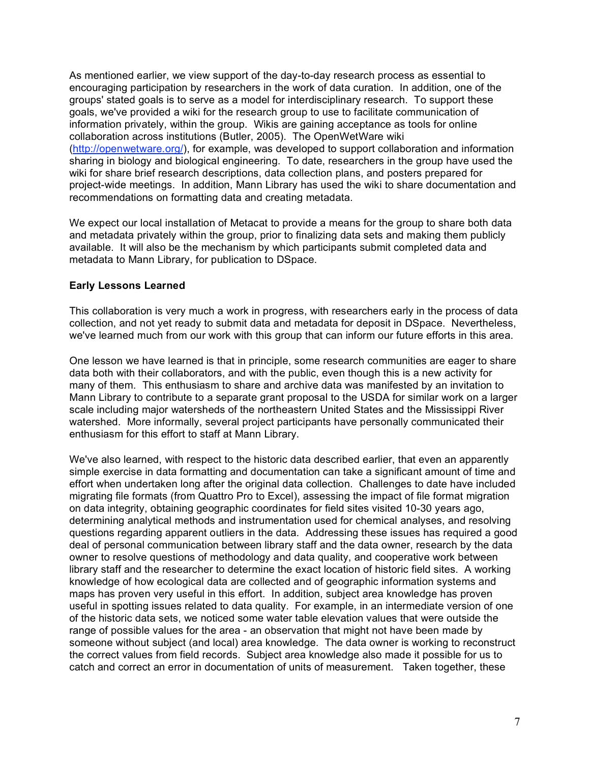As mentioned earlier, we view support of the day-to-day research process as essential to encouraging participation by researchers in the work of data curation. In addition, one of the groups' stated goals is to serve as a model for interdisciplinary research. To support these goals, we've provided a wiki for the research group to use to facilitate communication of information privately, within the group. Wikis are gaining acceptance as tools for online collaboration across institutions (Butler, 2005). The OpenWetWare wiki (http://openwetware.org/), for example, was developed to support collaboration and information sharing in biology and biological engineering. To date, researchers in the group have used the wiki for share brief research descriptions, data collection plans, and posters prepared for project-wide meetings. In addition, Mann Library has used the wiki to share documentation and recommendations on formatting data and creating metadata.

We expect our local installation of Metacat to provide a means for the group to share both data and metadata privately within the group, prior to finalizing data sets and making them publicly available. It will also be the mechanism by which participants submit completed data and metadata to Mann Library, for publication to DSpace.

**Early Lessons Learned**

This collaboration is very much a work in progress, with researchers early in the process of data collection, and not yet ready to submit data and metadata for deposit in DSpace. Nevertheless, we've learned much from our work with this group that can inform our future efforts in this area.

One lesson we have learned is that in principle, some research communities are eager to share data both with their collaborators, and with the public, even though this is a new activity for many of them. This enthusiasm to share and archive data was manifested by an invitation to Mann Library to contribute to a separate grant proposal to the USDA for similar work on a larger scale including major watersheds of the northeastern United States and the Mississippi River watershed. More informally, several project participants have personally communicated their enthusiasm for this effort to staff at Mann Library.

We've also learned, with respect to the historic data described earlier, that even an apparently simple exercise in data formatting and documentation can take a significant amount of time and effort when undertaken long after the original data collection. Challenges to date have included migrating file formats (from Quattro Pro to Excel), assessing the impact of file format migration on data integrity, obtaining geographic coordinates for field sites visited 10-30 years ago, determining analytical methods and instrumentation used for chemical analyses, and resolving questions regarding apparent outliers in the data. Addressing these issues has required a good deal of personal communication between library staff and the data owner, research by the data owner to resolve questions of methodology and data quality, and cooperative work between library staff and the researcher to determine the exact location of historic field sites. A working knowledge of how ecological data are collected and of geographic information systems and maps has proven very useful in this effort. In addition, subject area knowledge has proven useful in spotting issues related to data quality. For example, in an intermediate version of one of the historic data sets, we noticed some water table elevation values that were outside the range of possible values for the area - an observation that might not have been made by someone without subject (and local) area knowledge. The data owner is working to reconstruct the correct values from field records. Subject area knowledge also made it possible for us to catch and correct an error in documentation of units of measurement. Taken together, these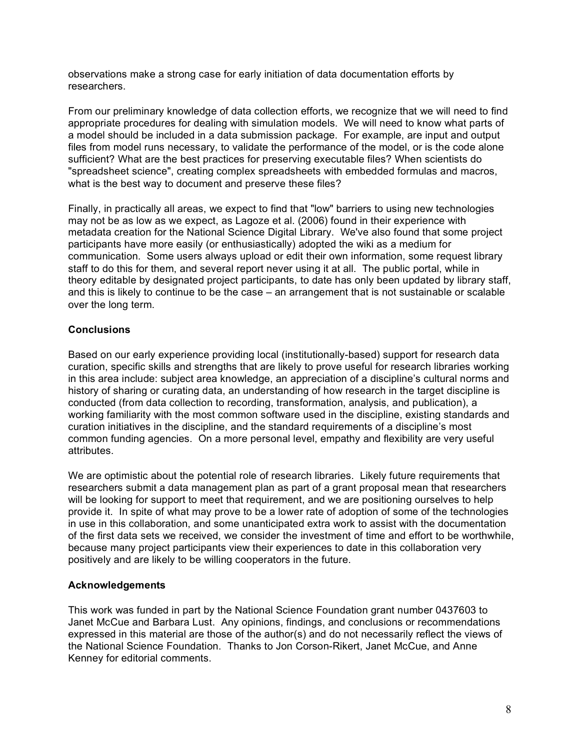observations make a strong case for early initiation of data documentation efforts by researchers.

From our preliminary knowledge of data collection efforts, we recognize that we will need to find appropriate procedures for dealing with simulation models. We will need to know what parts of a model should be included in a data submission package. For example, are input and output files from model runs necessary, to validate the performance of the model, or is the code alone sufficient? What are the best practices for preserving executable files? When scientists do "spreadsheet science", creating complex spreadsheets with embedded formulas and macros, what is the best way to document and preserve these files?

Finally, in practically all areas, we expect to find that "low" barriers to using new technologies may not be as low as we expect, as Lagoze et al. (2006) found in their experience with metadata creation for the National Science Digital Library. We've also found that some project participants have more easily (or enthusiastically) adopted the wiki as a medium for communication. Some users always upload or edit their own information, some request library staff to do this for them, and several report never using it at all. The public portal, while in theory editable by designated project participants, to date has only been updated by library staff, and this is likely to continue to be the case – an arrangement that is not sustainable or scalable over the long term.

## Conclusions

Based on our early experience providing local (institutionally-based) support for research data curation, specific skills and strengths that are likely to prove useful for research libraries working in this area include: subject area knowledge, an appreciation of a discipline's cultural norms and history of sharing or curating data, an understanding of how research in the target discipline is conducted (from data collection to recording, transformation, analysis, and publication), a working familiarity with the most common software used in the discipline, existing standards and curation initiatives in the discipline, and the standard requirements of a discipline's most common funding agencies. On a more personal level, empathy and flexibility are very useful attributes.

We are optimistic about the potential role of research libraries. Likely future requirements that researchers submit a data management plan as part of a grant proposal mean that researchers will be looking for support to meet that requirement, and we are positioning ourselves to help provide it. In spite of what may prove to be a lower rate of adoption of some of the technologies in use in this collaboration, and some unanticipated extra work to assist with the documentation of the first data sets we received, we consider the investment of time and effort to be worthwhile, because many project participants view their experiences to date in this collaboration very positively and are likely to be willing cooperators in the future.

## Acknowledgements

This work was funded in part by the National Science Foundation grant number 0437603 to Janet McCue and Barbara Lust. Any opinions, findings, and conclusions or recommendations expressed in this material are those of the author(s) and do not necessarily reflect the views of the National Science Foundation. Thanks to Jon Corson-Rikert, Janet McCue, and Anne Kenney for editorial comments.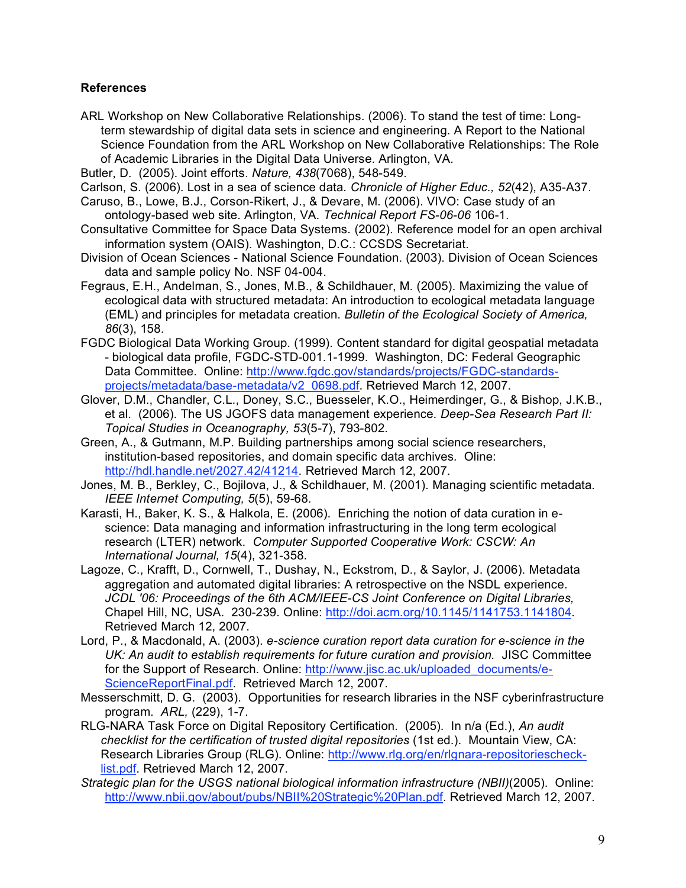**References**

ARL Workshop on New Collaborative Relationships. (2006). To stand the test of time: Long-term stewardship of digital data sets in science and engineering. A Report to the National Science Foundation from the ARL Workshop on New Collaborative Relationships: The Role of Academic Libraries in the Digital Data Universe. Arlington, VA.

Butler, D. (2005). Joint efforts. *Nature, 438*(7068), 548-549.

Carlson, S. (2006). Lost in a sea of science data. *Chronicle of Higher Educ., 52*(42), A35-A37.

Caruso, B., Lowe, B.J., Corson-Rikert, J., & Devare, M. (2006). VIVO: Case study of an ontology-based web site. Arlington, VA. *Technical Report FS-06-06* 106-1.

Consultative Committee for Space Data Systems. (2002). Reference model for an open archival information system (OAIS). Washington, D.C.: CCSDS Secretariat.

Division of Ocean Sciences - National Science Foundation. (2003). Division of Ocean Sciences data and sample policy No. NSF 04-004.

Fegraus, E.H., Andelman, S., Jones, M.B., & Schildhauer, M. (2005). Maximizing the value of ecological data with structured metadata: An introduction to ecological metadata language (EML) and principles for metadata creation. *Bulletin of the Ecological Society of America, 86*(3), 158.

FGDC Biological Data Working Group. (1999). Content standard for digital geospatial metadata - biological data profile, FGDC-STD-001.1-1999. Washington, DC: Federal Geographic Data Committee. Online: http://www.fgdc.gov/standards/projects/FGDC-standards-projects/metadata/base-metadata/v2_0698.pdf. Retrieved March 12, 2007.

Glover, D.M., Chandler, C.L., Doney, S.C., Buesseler, K.O., Heimerdinger, G., & Bishop, J.K.B., et al. (2006). The US JGOFS data management experience. *Deep-Sea Research Part II: Topical Studies in Oceanography, 53*(5-7), 793-802.

Green, A., & Gutmann, M.P. Building partnerships among social science researchers, institution-based repositories, and domain specific data archives. Oline: http://hdl.handle.net/2027.42/41214. Retrieved March 12, 2007.

Jones, M. B., Berkley, C., Bojilova, J., & Schildhauer, M. (2001). Managing scientific metadata. *IEEE Internet Computing, 5*(5), 59-68.

Karasti, H., Baker, K. S., & Halkola, E. (2006). Enriching the notion of data curation in e-science: Data managing and information infrastructuring in the long term ecological research (LTER) network. *Computer Supported Cooperative Work: CSCW: An International Journal, 15*(4), 321-358.

Lagoze, C., Krafft, D., Cornwell, T., Dushay, N., Eckstrom, D., & Saylor, J. (2006). Metadata aggregation and automated digital libraries: A retrospective on the NSDL experience. *JCDL '06: Proceedings of the 6th ACM/IEEE-CS Joint Conference on Digital Libraries,* Chapel Hill, NC, USA. 230-239. Online: http://doi.acm.org/10.1145/1141753.1141804. Retrieved March 12, 2007.

Lord, P., & Macdonald, A. (2003). *e-science curation report data curation for e-science in the UK: An audit to establish requirements for future curation and provision.* JISC Committee for the Support of Research. Online: http://www.jisc.ac.uk/uploaded_documents/e-ScienceReportFinal.pdf. Retrieved March 12, 2007.

Messerschmitt, D. G. (2003). Opportunities for research libraries in the NSF cyberinfrastructure program. *ARL,* (229), 1-7.

RLG-NARA Task Force on Digital Repository Certification. (2005). In n/a (Ed.), *An audit checklist for the certification of trusted digital repositories* (1st ed.). Mountain View, CA: Research Libraries Group (RLG). Online: http://www.rlg.org/en/rlgnara-repositoriescheck-list.pdf. Retrieved March 12, 2007.

*Strategic plan for the USGS national biological information infrastructure (NBII)*(2005). Online: http://www.nbii.gov/about/pubs/NBII%20Strategic%20Plan.pdf. Retrieved March 12, 2007.